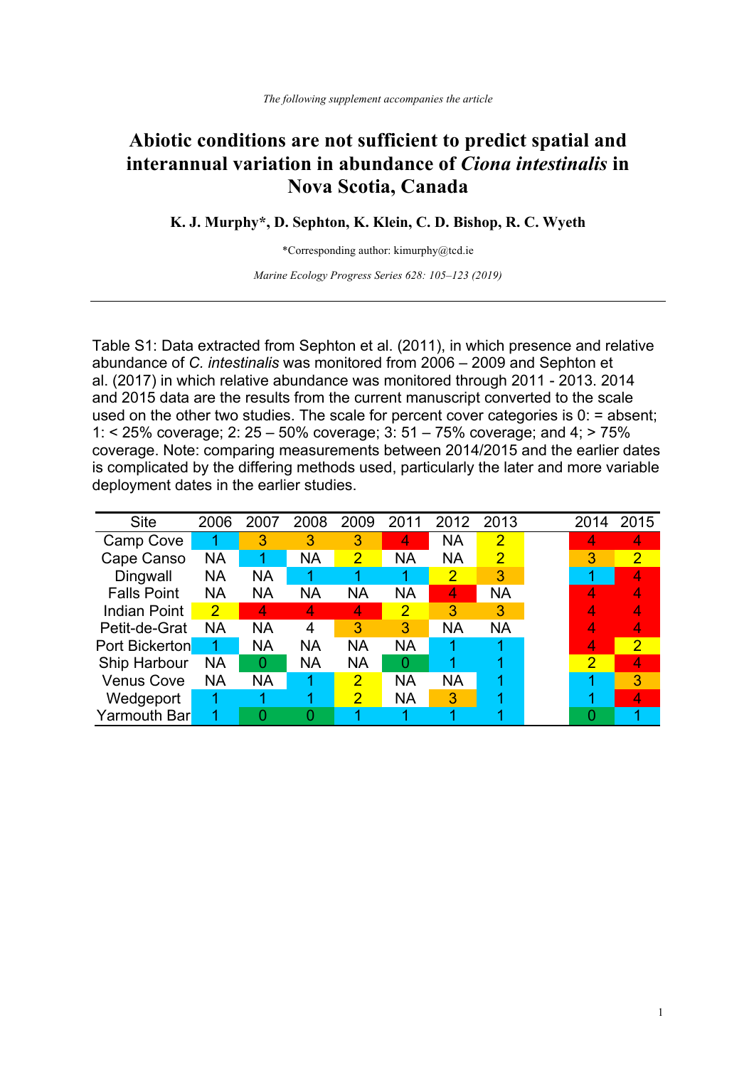*The following supplement accompanies the article*

# Abiotic conditions are not sufficient to predict spatial and interannual variation in abundance of *Ciona intestinalis* in Nova Scotia, Canada

**K. J. Murphy\*, D. Sephton, K. Klein, C. D. Bishop, R. C. Wyeth**

\*Corresponding author: kimurphy@tcd.ie

*Marine Ecology Progress Series 628: 105–123 (2019)*

---

Table S1: Data extracted from Sephton et al. (2011), in which presence and relative abundance of *C. intestinalis* was monitored from 2006 – 2009 and Sephton et al. (2017) in which relative abundance was monitored through 2011 - 2013. 2014 and 2015 data are the results from the current manuscript converted to the scale used on the other two studies. The scale for percent cover categories is 0: = absent; 1: < 25% coverage; 2: 25 – 50% coverage; 3: 51 – 75% coverage; and 4; > 75% coverage. Note: comparing measurements between 2014/2015 and the earlier dates is complicated by the differing methods used, particularly the later and more variable deployment dates in the earlier studies.

| Site | 2006 | 2007 | 2008 | 2009 | 2011 | 2012 | 2013 | | 2014 | 2015 |
|---|---|---|---|---|---|---|---|---|---|---|
| Camp Cove | 1 | 3 | 3 | 3 | 4 | NA | 2 | | 4 | 4 |
| Cape Canso | NA | 1 | NA | 2 | NA | NA | 2 | | 3 | 2 |
| Dingwall | NA | NA | 1 | 1 | 1 | 2 | 3 | | 1 | 4 |
| Falls Point | NA | NA | NA | NA | NA | 4 | NA | | 4 | 4 |
| Indian Point | 2 | 4 | 4 | 4 | 2 | 3 | 3 | | 4 | 4 |
| Petit-de-Grat | NA | NA | 4 | 3 | 3 | NA | NA | | 4 | 4 |
| Port Bickerton | 1 | NA | NA | NA | NA | 1 | 1 | | 4 | 2 |
| Ship Harbour | NA | 0 | NA | NA | 0 | 1 | 1 | | 2 | 4 |
| Venus Cove | NA | NA | 1 | 2 | NA | NA | 1 | | 1 | 3 |
| Wedgeport | 1 | 1 | 1 | 2 | NA | 3 | 1 | | 1 | 4 |
| Yarmouth Bar | 1 | 0 | 0 | 1 | 1 | 1 | 1 | | 0 | 1 |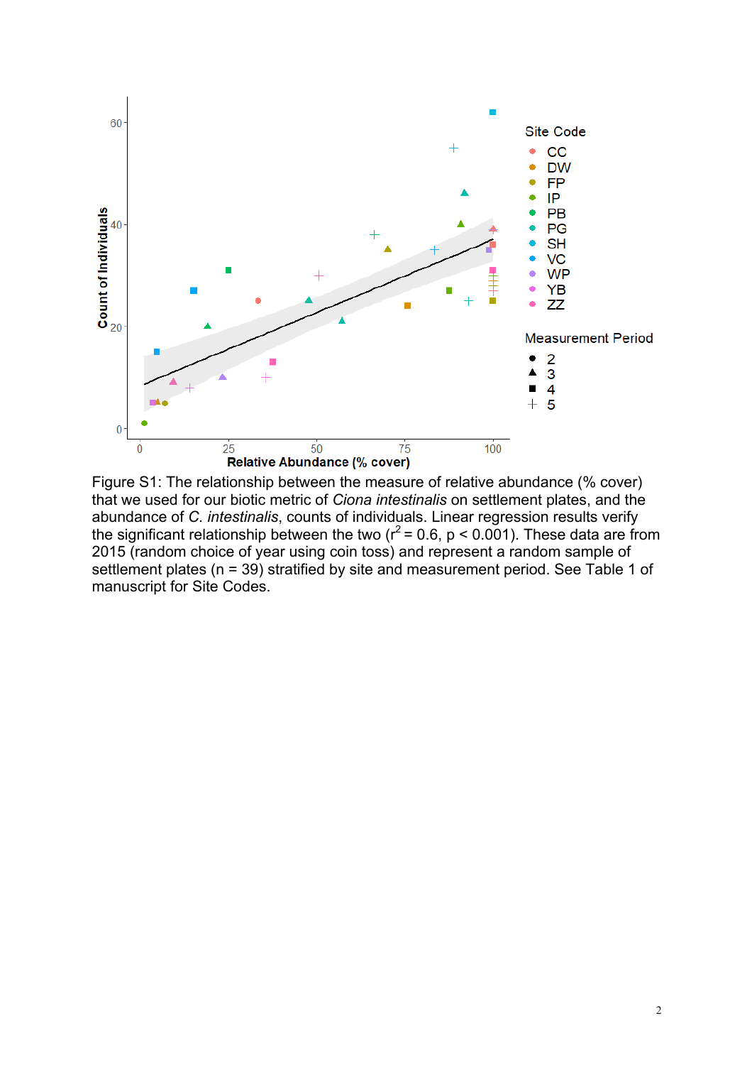Figure S1: The relationship between the measure of relative abundance (% cover) that we used for our biotic metric of *Ciona intestinalis* on settlement plates, and the abundance of *C. intestinalis*, counts of individuals. Linear regression results verify the significant relationship between the two ($r^2 = 0.6$, $p < 0.001$). These data are from 2015 (random choice of year using coin toss) and represent a random sample of settlement plates (n = 39) stratified by site and measurement period. See Table 1 of manuscript for Site Codes.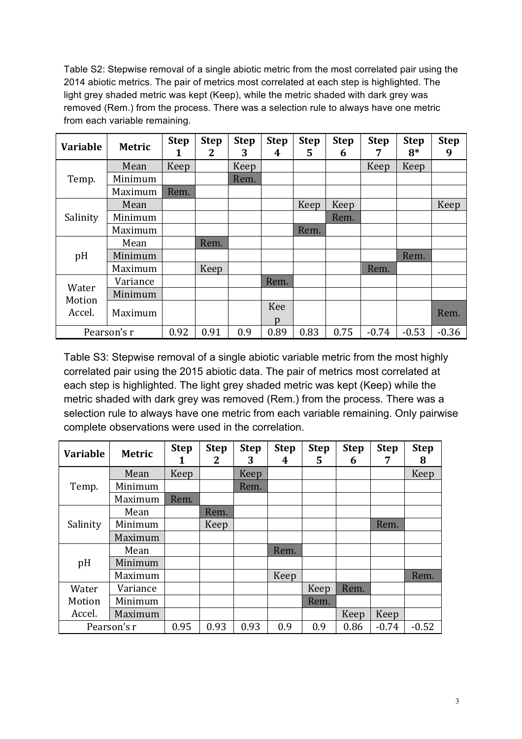Table S2: Stepwise removal of a single abiotic metric from the most correlated pair using the 2014 abiotic metrics. The pair of metrics most correlated at each step is highlighted. The light grey shaded metric was kept (Keep), while the metric shaded with dark grey was removed (Rem.) from the process. There was a selection rule to always have one metric from each variable remaining.

| Variable | Metric | Step 1 | Step 2 | Step 3 | Step 4 | Step 5 | Step 6 | Step 7 | Step 8* | Step 9 |
|---|---|---|---|---|---|---|---|---|---|---|
| Temp. | Mean | Keep | | Keep | | | | Keep | Keep | |
| | Minimum | | | Rem. | | | | | | |
| | Maximum | Rem. | | | | | | | | |
| Salinity | Mean | | | | | Keep | Keep | | | Keep |
| | Minimum | | | | | | Rem. | | | |
| | Maximum | | | | | Rem. | | | | |
| pH | Mean | | Rem. | | | | | | | |
| | Minimum | | | | | | | | Rem. | |
| | Maximum | | Keep | | | | | Rem. | | |
| Water Motion Accel. | Variance | | | | Rem. | | | | | |
| | Minimum | | | | | | | | | |
| | Maximum | | | | Keep | | | | | Rem. |
| Pearson's r | | 0.92 | 0.91 | 0.9 | 0.89 | 0.83 | 0.75 | -0.74 | -0.53 | -0.36 |

Table S3: Stepwise removal of a single abiotic variable metric from the most highly correlated pair using the 2015 abiotic data. The pair of metrics most correlated at each step is highlighted. The light grey shaded metric was kept (Keep) while the metric shaded with dark grey was removed (Rem.) from the process. There was a selection rule to always have one metric from each variable remaining. Only pairwise complete observations were used in the correlation.

| Variable | Metric | Step 1 | Step 2 | Step 3 | Step 4 | Step 5 | Step 6 | Step 7 | Step 8 |
|---|---|---|---|---|---|---|---|---|---|
| Temp. | Mean | Keep | | Keep | | | | | Keep |
| | Minimum | | | Rem. | | | | | |
| | Maximum | Rem. | | | | | | | |
| Salinity | Mean | | Rem. | | | | | | |
| | Minimum | | Keep | | | | | Rem. | |
| | Maximum | | | | | | | | |
| pH | Mean | | | | Rem. | | | | |
| | Minimum | | | | | | | | |
| | Maximum | | | | Keep | | | | Rem. |
| Water Motion Accel. | Variance | | | | | Keep | Rem. | | |
| | Minimum | | | | | Rem. | | | |
| | Maximum | | | | | | Keep | Keep | |
| Pearson's r | | 0.95 | 0.93 | 0.93 | 0.9 | 0.9 | 0.86 | -0.74 | -0.52 |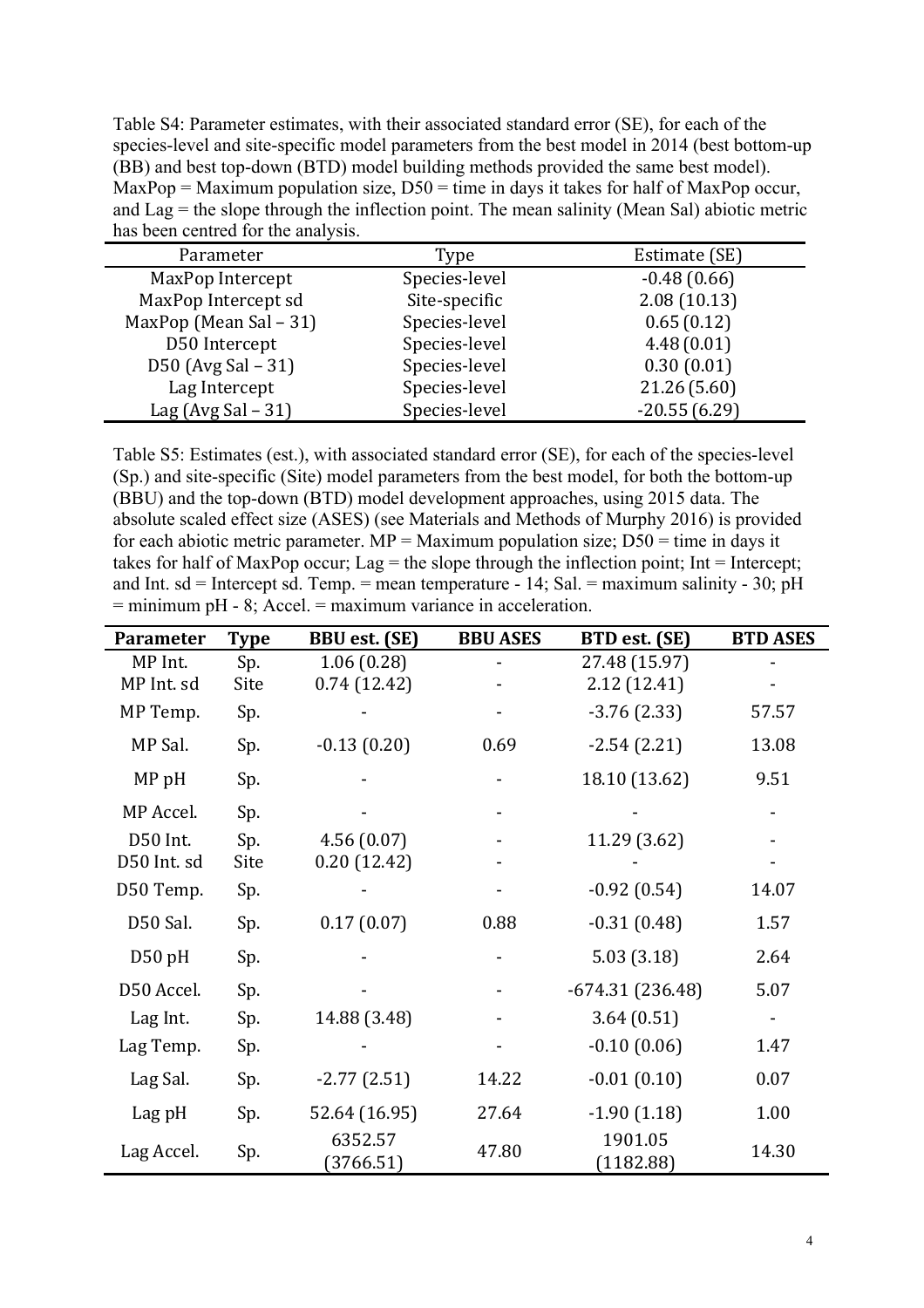Table S4: Parameter estimates, with their associated standard error (SE), for each of the species-level and site-specific model parameters from the best model in 2014 (best bottom-up (BB) and best top-down (BTD) model building methods provided the same best model). MaxPop = Maximum population size, D50 = time in days it takes for half of MaxPop occur, and Lag = the slope through the inflection point. The mean salinity (Mean Sal) abiotic metric has been centred for the analysis.

| Parameter | Type | Estimate (SE) |
|---|---|---|
| MaxPop Intercept | Species-level | -0.48 (0.66) |
| MaxPop Intercept sd | Site-specific | 2.08 (10.13) |
| MaxPop (Mean Sal – 31) | Species-level | 0.65 (0.12) |
| D50 Intercept | Species-level | 4.48 (0.01) |
| D50 (Avg Sal – 31) | Species-level | 0.30 (0.01) |
| Lag Intercept | Species-level | 21.26 (5.60) |
| Lag (Avg Sal – 31) | Species-level | -20.55 (6.29) |

Table S5: Estimates (est.), with associated standard error (SE), for each of the species-level (Sp.) and site-specific (Site) model parameters from the best model, for both the bottom-up (BBU) and the top-down (BTD) model development approaches, using 2015 data. The absolute scaled effect size (ASES) (see Materials and Methods of Murphy 2016) is provided for each abiotic metric parameter. MP = Maximum population size; D50 = time in days it takes for half of MaxPop occur; Lag = the slope through the inflection point; Int = Intercept; and Int. sd = Intercept sd. Temp. = mean temperature - 14; Sal. = maximum salinity - 30; pH = minimum pH - 8; Accel. = maximum variance in acceleration.

| Parameter | Type | BBU est. (SE) | BBU ASES | BTD est. (SE) | BTD ASES |
|---|---|---|---|---|---|
| MP Int. | Sp. | 1.06 (0.28) | - | 27.48 (15.97) | - |
| MP Int. sd | Site | 0.74 (12.42) | - | 2.12 (12.41) | - |
| MP Temp. | Sp. | - | - | -3.76 (2.33) | 57.57 |
| MP Sal. | Sp. | -0.13 (0.20) | 0.69 | -2.54 (2.21) | 13.08 |
| MP pH | Sp. | - | - | 18.10 (13.62) | 9.51 |
| MP Accel. | Sp. | - | - | - | - |
| D50 Int. | Sp. | 4.56 (0.07) | - | 11.29 (3.62) | - |
| D50 Int. sd | Site | 0.20 (12.42) | - | - | - |
| D50 Temp. | Sp. | - | - | -0.92 (0.54) | 14.07 |
| D50 Sal. | Sp. | 0.17 (0.07) | 0.88 | -0.31 (0.48) | 1.57 |
| D50 pH | Sp. | - | - | 5.03 (3.18) | 2.64 |
| D50 Accel. | Sp. | - | - | -674.31 (236.48) | 5.07 |
| Lag Int. | Sp. | 14.88 (3.48) | - | 3.64 (0.51) | - |
| Lag Temp. | Sp. | - | - | -0.10 (0.06) | 1.47 |
| Lag Sal. | Sp. | -2.77 (2.51) | 14.22 | -0.01 (0.10) | 0.07 |
| Lag pH | Sp. | 52.64 (16.95) | 27.64 | -1.90 (1.18) | 1.00 |
| Lag Accel. | Sp. | 6352.57 (3766.51) | 47.80 | 1901.05 (1182.88) | 14.30 |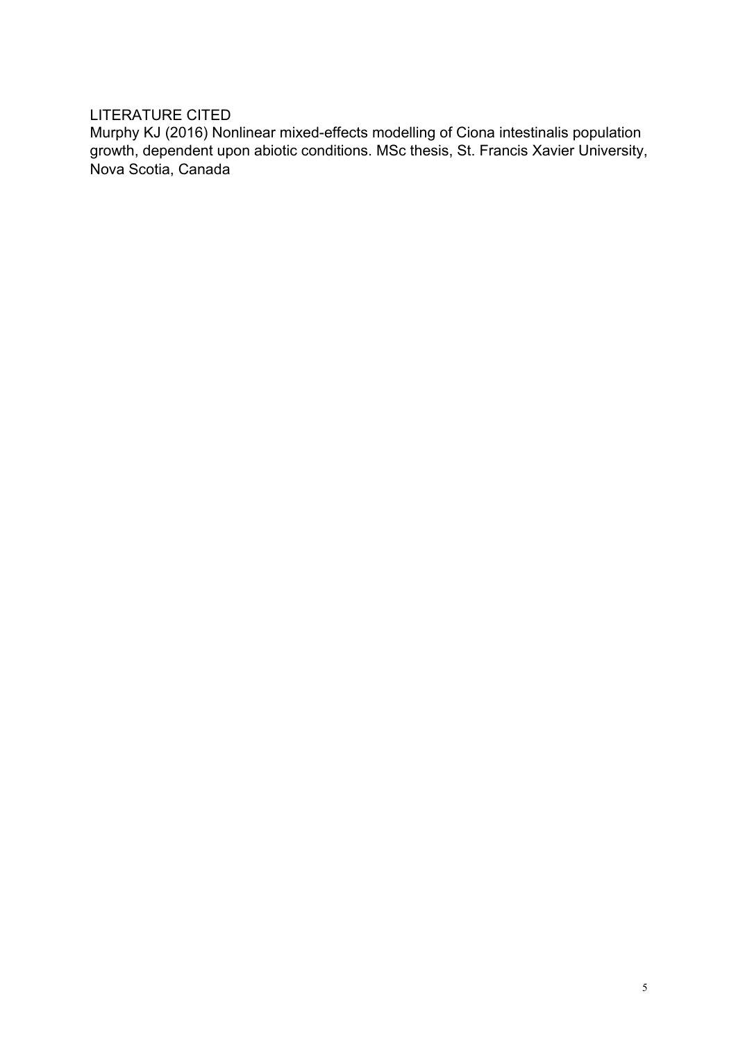## LITERATURE CITED

Murphy KJ (2016) Nonlinear mixed-effects modelling of Ciona intestinalis population growth, dependent upon abiotic conditions. MSc thesis, St. Francis Xavier University, Nova Scotia, Canada